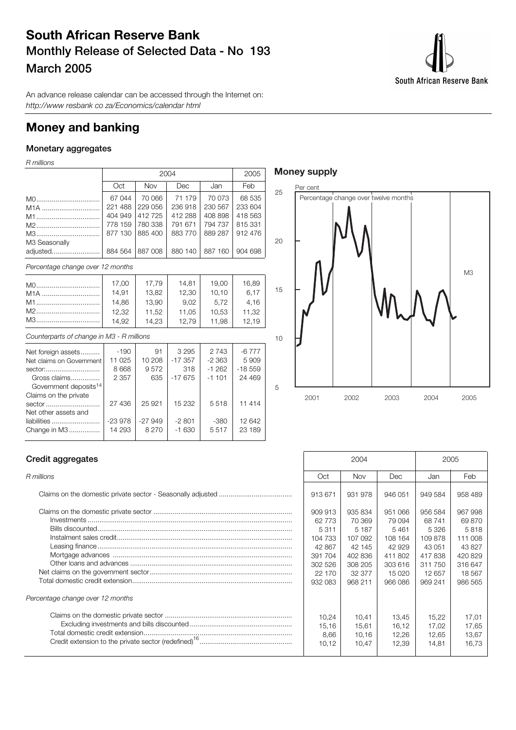# South African Reserve Bank

## Monthly Release of Selected Data - No 193

## March 2005

An advance release calendar can be accessed through the Internet on:
*http://www resbank co za/Economics/calendar html*

# Money and banking

### Monetary aggregates

*R millions*

| | 2004 | | | | 2005 |
|---|---|---|---|---|---|
| | Oct | Nov | Dec | Jan | Feb |
| M0 | 67 044 | 70 066 | 71 179 | 70 073 | 68 535 |
| M1A | 221 488 | 229 056 | 236 918 | 230 567 | 233 604 |
| M1 | 404 949 | 412 725 | 412 288 | 408 898 | 418 563 |
| M2 | 778 159 | 780 338 | 791 671 | 794 737 | 815 331 |
| M3 | 877 130 | 885 400 | 883 770 | 889 287 | 912 476 |
| M3 Seasonally adjusted | 884 564 | 887 008 | 880 140 | 887 160 | 904 698 |
| *Percentage change over 12 months* | | | | | |
| M0 | 17,00 | 17,79 | 14,81 | 19,00 | 16,89 |
| M1A | 14,91 | 13,82 | 12,30 | 10,10 | 6,17 |
| M1 | 14,86 | 13,90 | 9,02 | 5,72 | 4,16 |
| M2 | 12,32 | 11,52 | 11,05 | 10,53 | 11,32 |
| M3 | 14,92 | 14,23 | 12,79 | 11,98 | 12,19 |
| *Counterparts of change in M3 - R millions* | | | | | |
| Net foreign assets | -190 | 91 | 3 295 | 2 743 | -6 777 |
| Net claims on Government sector: | 11 025 | 10 208 | -17 357 | -2 363 | 5 909 |
| Gross claims | 8 668 | 9 572 | 318 | -1 262 | -18 559 |
| Government deposits[14] | 2 357 | 635 | -17 675 | -1 101 | 24 469 |
| Claims on the private sector | 27 436 | 25 921 | 15 232 | 5 518 | 11 414 |
| Net other assets and liabilities | -23 978 | -27 949 | -2 801 | -380 | 12 642 |
| Change in M3 | 14 293 | 8 270 | -1 630 | 5 517 | 23 189 |

### Money supply

Per cent

Percentage change over twelve months

M3

### Credit aggregates

*R millions*

| | 2004 | | | 2005 | |
|---|---|---|---|---|---|
| | Oct | Nov | Dec | Jan | Feb |
| Claims on the domestic private sector - Seasonally adjusted | 913 671 | 931 978 | 946 051 | 949 584 | 958 489 |
| Claims on the domestic private sector | 909 913 | 935 834 | 951 066 | 956 584 | 967 998 |
| Investments | 62 773 | 70 369 | 79 094 | 68 741 | 69 870 |
| Bills discounted | 5 311 | 5 187 | 5 461 | 5 326 | 5 818 |
| Instalment sales credit | 104 733 | 107 092 | 108 164 | 109 878 | 111 008 |
| Leasing finance | 42 867 | 42 145 | 42 929 | 43 051 | 43 827 |
| Mortgage advances | 391 704 | 402 836 | 411 802 | 417 838 | 420 829 |
| Other loans and advances | 302 526 | 308 205 | 303 616 | 311 750 | 316 647 |
| Net claims on the government sector | 22 170 | 32 377 | 15 020 | 12 657 | 18 567 |
| Total domestic credit extension | 932 083 | 968 211 | 966 086 | 969 241 | 986 565 |
| *Percentage change over 12 months* | | | | | |
| Claims on the domestic private sector | 10,24 | 10,41 | 13,45 | 15,22 | 17,01 |
| Excluding investments and bills discounted | 15,16 | 15,61 | 16,12 | 17,02 | 17,65 |
| Total domestic credit extension | 8,66 | 10,16 | 12,26 | 12,65 | 13,67 |
| Credit extension to the private sector (redefined)[16] | 10,12 | 10,47 | 12,39 | 14,81 | 16,73 |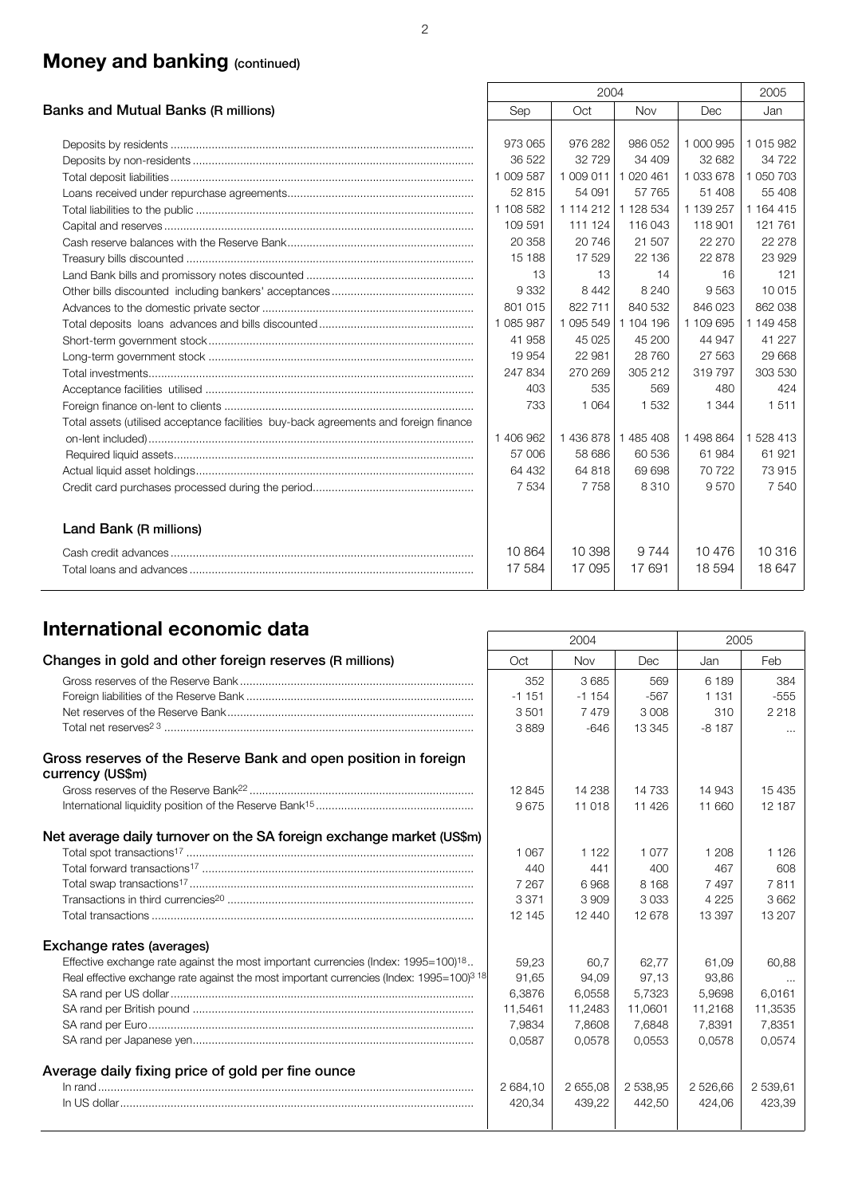## Money and banking (continued)

| Banks and Mutual Banks (R millions) | 2004 | | | | 2005 |
|---|---|---|---|---|---|
| | Sep | Oct | Nov | Dec | Jan |
| Deposits by residents | 973 065 | 976 282 | 986 052 | 1 000 995 | 1 015 982 |
| Deposits by non-residents | 36 522 | 32 729 | 34 409 | 32 682 | 34 722 |
| Total deposit liabilities | 1 009 587 | 1 009 011 | 1 020 461 | 1 033 678 | 1 050 703 |
| Loans received under repurchase agreements | 52 815 | 54 091 | 57 765 | 51 408 | 55 408 |
| Total liabilities to the public | 1 108 582 | 1 114 212 | 1 128 534 | 1 139 257 | 1 164 415 |
| Capital and reserves | 109 591 | 111 124 | 116 043 | 118 901 | 121 761 |
| Cash reserve balances with the Reserve Bank | 20 358 | 20 746 | 21 507 | 22 270 | 22 278 |
| Treasury bills discounted | 15 188 | 17 529 | 22 136 | 22 878 | 23 929 |
| Land Bank bills and promissory notes discounted | 13 | 13 | 14 | 16 | 121 |
| Other bills discounted including bankers' acceptances | 9 332 | 8 442 | 8 240 | 9 563 | 10 015 |
| Advances to the domestic private sector | 801 015 | 822 711 | 840 532 | 846 023 | 862 038 |
| Total deposits loans advances and bills discounted | 1 085 987 | 1 095 549 | 1 104 196 | 1 109 695 | 1 149 458 |
| Short-term government stock | 41 958 | 45 025 | 45 200 | 44 947 | 41 227 |
| Long-term government stock | 19 954 | 22 981 | 28 760 | 27 563 | 29 668 |
| Total investments | 247 834 | 270 269 | 305 212 | 319 797 | 303 530 |
| Acceptance facilities utilised | 403 | 535 | 569 | 480 | 424 |
| Foreign finance on-lent to clients | 733 | 1 064 | 1 532 | 1 344 | 1 511 |
| Total assets (utilised acceptance facilities buy-back agreements and foreign finance on-lent included) | 1 406 962 | 1 436 878 | 1 485 408 | 1 498 864 | 1 528 413 |
| Required liquid assets | 57 006 | 58 686 | 60 536 | 61 984 | 61 921 |
| Actual liquid asset holdings | 64 432 | 64 818 | 69 698 | 70 722 | 73 915 |
| Credit card purchases processed during the period | 7 534 | 7 758 | 8 310 | 9 570 | 7 540 |
| **Land Bank (R millions)** | | | | | |
| Cash credit advances | 10 864 | 10 398 | 9 744 | 10 476 | 10 316 |
| Total loans and advances | 17 584 | 17 095 | 17 691 | 18 594 | 18 647 |

## International economic data

| | 2004 | | | 2005 | |
|---|---|---|---|---|---|
| **Changes in gold and other foreign reserves (R millions)** | Oct | Nov | Dec | Jan | Feb |
| Gross reserves of the Reserve Bank | 352 | 3 685 | 569 | 6 189 | 384 |
| Foreign liabilities of the Reserve Bank | -1 151 | -1 154 | -567 | 1 131 | -555 |
| Net reserves of the Reserve Bank | 3 501 | 7 479 | 3 008 | 310 | 2 218 |
| Total net reserves[2 3] | 3 889 | -646 | 13 345 | -8 187 | ... |
| **Gross reserves of the Reserve Bank and open position in foreign currency (US$m)** | | | | | |
| Gross reserves of the Reserve Bank[22] | 12 845 | 14 238 | 14 733 | 14 943 | 15 435 |
| International liquidity position of the Reserve Bank[15] | 9 675 | 11 018 | 11 426 | 11 660 | 12 187 |
| **Net average daily turnover on the SA foreign exchange market (US$m)** | | | | | |
| Total spot transactions[17] | 1 067 | 1 122 | 1 077 | 1 208 | 1 126 |
| Total forward transactions[17] | 440 | 441 | 400 | 467 | 608 |
| Total swap transactions[17] | 7 267 | 6 968 | 8 168 | 7 497 | 7 811 |
| Transactions in third currencies[20] | 3 371 | 3 909 | 3 033 | 4 225 | 3 662 |
| Total transactions | 12 145 | 12 440 | 12 678 | 13 397 | 13 207 |
| **Exchange rates (averages)** | | | | | |
| Effective exchange rate against the most important currencies (Index: 1995=100)[18] | 59,23 | 60,7 | 62,77 | 61,09 | 60,88 |
| Real effective exchange rate against the most important currencies (Index: 1995=100)[3 18] | 91,65 | 94,09 | 97,13 | 93,86 | ... |
| SA rand per US dollar | 6,3876 | 6,0558 | 5,7323 | 5,9698 | 6,0161 |
| SA rand per British pound | 11,5461 | 11,2483 | 11,0601 | 11,2168 | 11,3535 |
| SA rand per Euro | 7,9834 | 7,8608 | 7,6848 | 7,8391 | 7,8351 |
| SA rand per Japanese yen | 0,0587 | 0,0578 | 0,0553 | 0,0578 | 0,0574 |
| **Average daily fixing price of gold per fine ounce** | | | | | |
| In rand | 2 684,10 | 2 655,08 | 2 538,95 | 2 526,66 | 2 539,61 |
| In US dollar | 420,34 | 439,22 | 442,50 | 424,06 | 423,39 |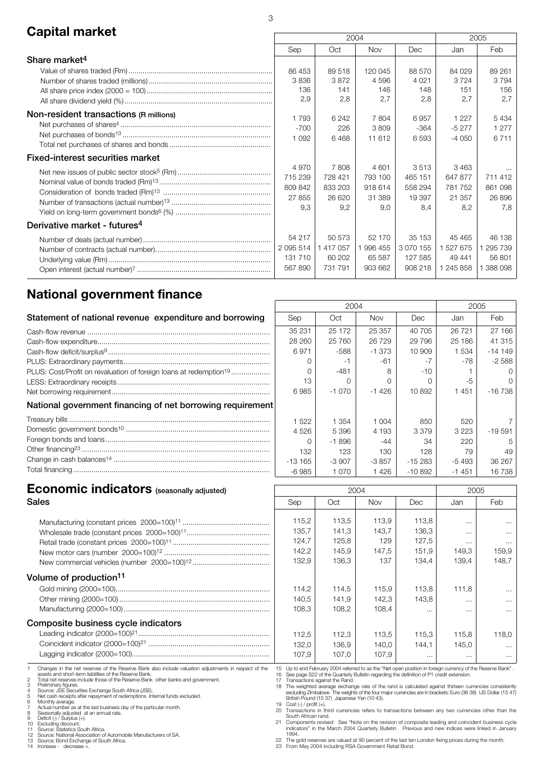# Capital market

| | 2004 | | | | 2005 | |
|---|---|---|---|---|---|---|
| | Sep | Oct | Nov | Dec | Jan | Feb |
| **Share market[4]** | | | | | | |
| Value of shares traded (Rm) | 86 453 | 89 518 | 120 045 | 88 570 | 84 029 | 89 261 |
| Number of shares traded (millions) | 3 836 | 3 872 | 4 596 | 4 021 | 3 724 | 3 794 |
| All share price index (2000 = 100) | 136 | 141 | 146 | 148 | 151 | 156 |
| All share dividend yield (%) | 2,9 | 2,8 | 2,7 | 2,8 | 2,7 | 2,7 |
| **Non-resident transactions (R millions)** | | | | | | |
| Net purchases of shares[4] | 1 793 | 6 242 | 7 804 | 6 957 | 1 227 | 5 434 |
| Net purchases of bonds[13] | -700 | 226 | 3 809 | -364 | -5 277 | 1 277 |
| Total net purchases of shares and bonds | 1 092 | 6 468 | 11 612 | 6 593 | -4 050 | 6 711 |
| **Fixed-interest securities market** | | | | | | |
| Net new issues of public sector stock[5] (Rm) | 4 970 | 7 808 | 4 601 | 3 513 | 3 463 | ... |
| Nominal value of bonds traded (Rm)[13] | 715 239 | 728 421 | 793 100 | 465 151 | 647 877 | 711 412 |
| Consideration of bonds traded (Rm)[13] | 809 842 | 833 203 | 918 614 | 558 294 | 781 752 | 861 098 |
| Number of transactions (actual number)[13] | 27 855 | 26 620 | 31 389 | 19 397 | 21 357 | 26 896 |
| Yield on long-term government bonds[6] (%) | 9,3 | 9,2 | 9,0 | 8,4 | 8,2 | 7,8 |
| **Derivative market - futures[4]** | | | | | | |
| Number of deals (actual number) | 54 217 | 50 573 | 52 170 | 35 153 | 45 465 | 46 138 |
| Number of contracts (actual number) | 2 095 514 | 1 417 057 | 1 996 455 | 3 070 155 | 1 527 675 | 1 295 739 |
| Underlying value (Rm) | 131 710 | 60 202 | 65 587 | 127 585 | 49 441 | 56 801 |
| Open interest (actual number)[7] | 567 890 | 731 791 | 903 662 | 908 218 | 1 245 858 | 1 388 098 |

# National government finance

| | 2004 | | | | 2005 | |
|---|---|---|---|---|---|---|
| | Sep | Oct | Nov | Dec | Jan | Feb |
| **Statement of national revenue expenditure and borrowing** | | | | | | |
| Cash-flow revenue | 35 231 | 25 172 | 25 357 | 40 705 | 26 721 | 27 166 |
| Cash-flow expenditure | 28 260 | 25 760 | 26 729 | 29 796 | 25 186 | 41 315 |
| Cash-flow deficit/surplus[9] | 6 971 | -588 | -1 373 | 10 909 | 1 534 | -14 149 |
| PLUS: Extraordinary payments | 0 | -1 | -61 | -7 | -78 | -2 588 |
| PLUS: Cost/Profit on revaluation of foreign loans at redemption[19] | 0 | -481 | 8 | -10 | 1 | 0 |
| LESS: Extraordinary receipts | 13 | 0 | 0 | 0 | -5 | 0 |
| Net borrowing requirement | 6 985 | -1 070 | -1 426 | 10 892 | 1 451 | -16 738 |
| **National government financing of net borrowing requirement** | | | | | | |
| Treasury bills | 1 522 | 1 354 | 1 004 | 850 | 520 | 7 |
| Domestic government bonds[10] | 4 526 | 5 396 | 4 193 | 3 379 | 3 223 | -19 591 |
| Foreign bonds and loans | 0 | -1 896 | -44 | 34 | 220 | 5 |
| Other financing[23] | 132 | 123 | 130 | 128 | 79 | 49 |
| Change in cash balances[14] | -13 165 | -3 907 | -3 857 | -15 283 | -5 493 | 36 267 |
| Total financing | -6 985 | 1 070 | 1 426 | -10 892 | -1 451 | 16 738 |

# Economic indicators (seasonally adjusted)

| | 2004 | | | | 2005 | |
|---|---|---|---|---|---|---|
| | Sep | Oct | Nov | Dec | Jan | Feb |
| **Sales** | | | | | | |
| Manufacturing (constant prices 2000=100)[11] | 115,2 | 113,5 | 113,9 | 113,8 | ... | ... |
| Wholesale trade (constant prices 2000=100)[11] | 135,7 | 141,3 | 143,7 | 136,3 | ... | ... |
| Retail trade (constant prices 2000=100)[11] | 124,7 | 125,8 | 129 | 127,5 | ... | ... |
| New motor cars (number 2000=100)[12] | 142,2 | 145,9 | 147,5 | 151,9 | 149,3 | 159,9 |
| New commercial vehicles (number 2000=100)[12] | 132,9 | 136,3 | 137 | 134,4 | 139,4 | 148,7 |
| **Volume of production[11]** | | | | | | |
| Gold mining (2000=100) | 114,2 | 114,5 | 115,9 | 113,8 | 111,8 | ... |
| Other mining (2000=100) | 140,5 | 141,9 | 142,3 | 143,8 | ... | ... |
| Manufacturing (2000=100) | 108,3 | 108,2 | 108,4 | ... | ... | ... |
| **Composite business cycle indicators** | | | | | | |
| Leading indicator (2000=100)[21] | 112,5 | 112,3 | 113,5 | 115,3 | 115,8 | 118,0 |
| Coincident indicator (2000=100)[21] | 132,0 | 136,9 | 140,0 | 144,1 | 145,0 | ... |
| Lagging indicator (2000=100) | 107,9 | 107,0 | 107,9 | ... | ... | ... |

1 Changes in the net reserves of the Reserve Bank also include valuation adjustments in respect of the assets and short-term liabilities of the Reserve Bank.
2 Total net reserves include those of the Reserve Bank other banks and government.
3 Preliminary figures.
4 Source: JSE Securities Exchange South Africa (JSE).
5 Net cash receipts after repayment of redemptions Internal funds excluded.
6 Monthly average.
7 Actual number as at the last business day of the particular month.
8 Seasonally adjusted at an annual rate.
9 Deficit (-) / Surplus (+).
10 Excluding discount.
11 Source: Statistics South Africa.
12 Source: National Association of Automobile Manufacturers of SA.
13 Source: Bond Exchange of South Africa.
14 Increase - decrease +.
15 Up to end February 2004 referred to as the "Net open position in foreign currency of the Reserve Bank".
16 See page S22 of the Quarterly Bulletin regarding the definition of P1 credit extension.
17 Transactions against the Rand.
18 The weighted average exchange rate of the rand is calculated against thirteen currencies consistently excluding Zimbabwe The weights of the four major currencies are in brackets: Euro (36 38) US Dollar (15 47) British Pound (15 37) Japanese Yen (10 43).
19 Cost (-) / profit (+).
20 Transactions in third currencies refers to transactions between any two currencies other than the South African rand.
21 Components revised See "Note on the revision of composite leading and coincident business cycle indicators" in the March 2004 Quarterly Bulletin Previous and new indices were linked in January 1994.
22 The gold reserves are valued at 90 percent of the last ten London fixing prices during the month.
23 From May 2004 including RSA Government Retail Bond.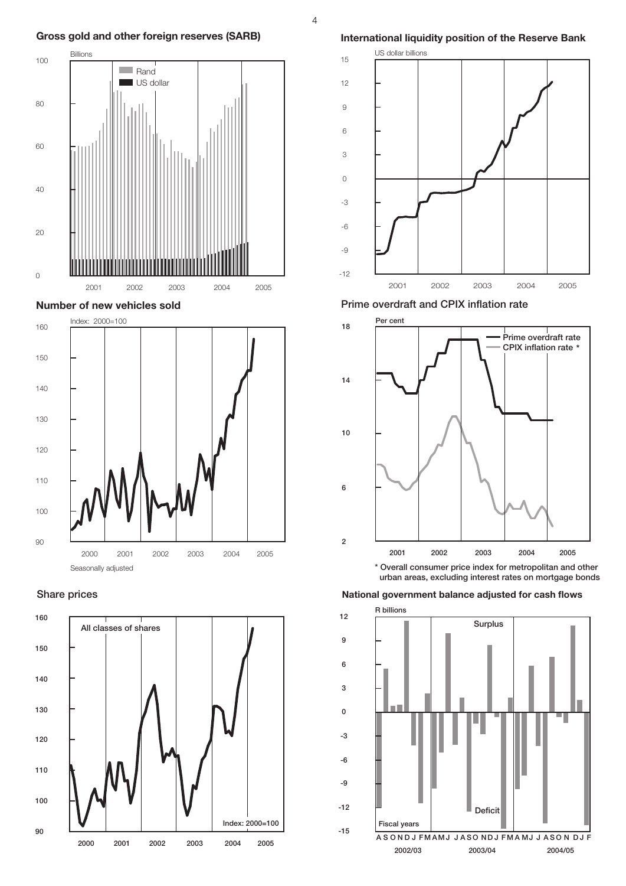## Gross gold and other foreign reserves (SARB)

Billions

Rand

US dollar

100
80
60
40
20
0

2001 2002 2003 2004 2005

## International liquidity position of the Reserve Bank

US dollar billions

15
12
9
6
3
0
-3
-6
-9
-12

2001 2002 2003 2004 2005

## Number of new vehicles sold

Index: 2000=100

160
150
140
130
120
110
100
90

2000 2001 2002 2003 2004 2005

Seasonally adjusted

## Prime overdraft and CPIX inflation rate

Per cent

Prime overdraft rate

CPIX inflation rate *

18
14
10
6
2

2001 2002 2003 2004 2005

* Overall consumer price index for metropolitan and other urban areas, excluding interest rates on mortgage bonds

## Share prices

All classes of shares

160
150
140
130
120
110
100
90

Index: 2000=100

2000 2001 2002 2003 2004 2005

## National government balance adjusted for cash flows

R billions

Surplus

Deficit

12
9
6
3
0
-3
-6
-9
-12
-15

Fiscal years

A S O N D J F M A M J J A S O N D J F M A M J J A S O N D J F

2002/03 2003/04 2004/05